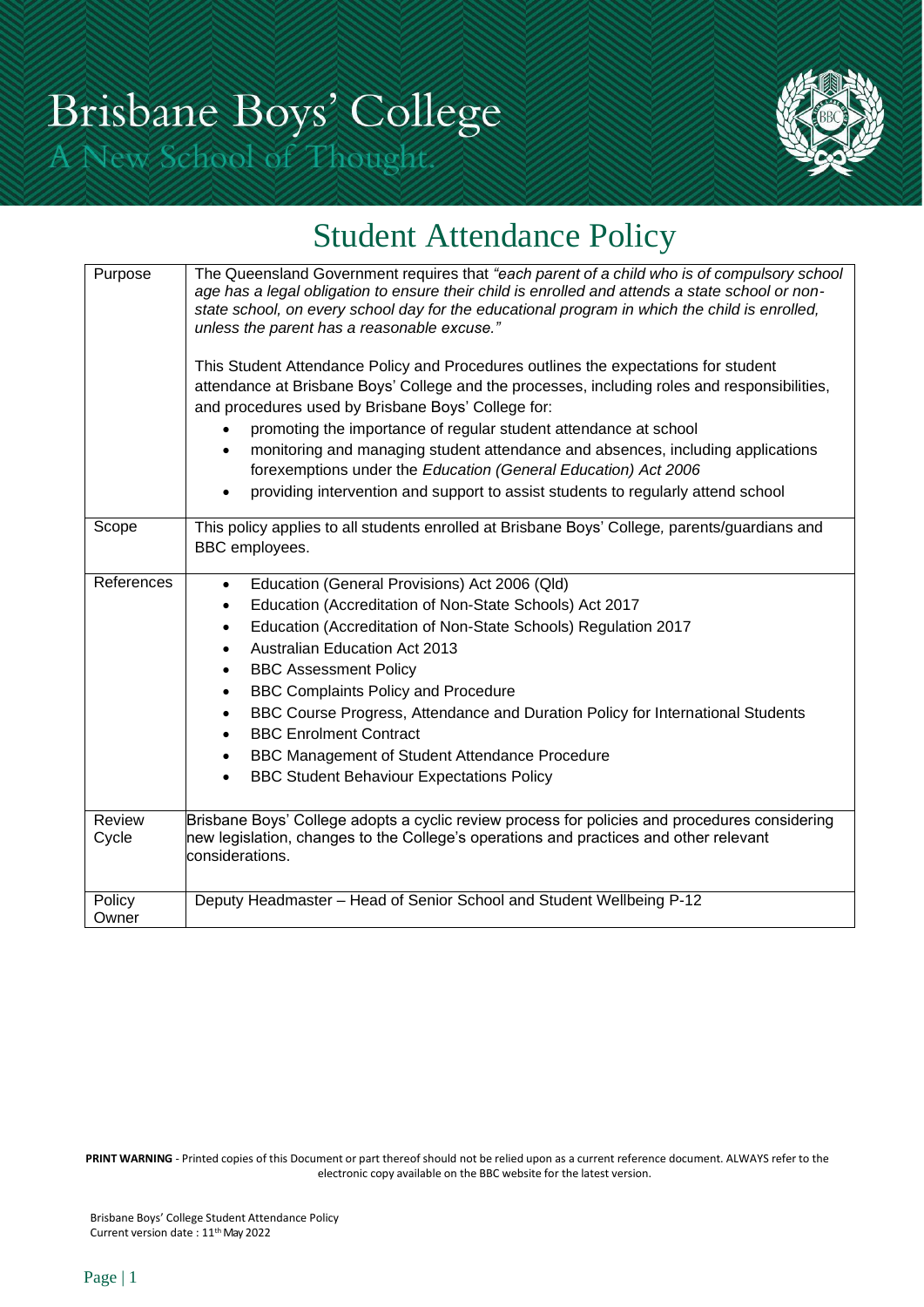# Brisbane Boys' College

A New School of Thought.

## Student Attendance Policy

| | |
|---|---|
| Purpose | The Queensland Government requires that *"each parent of a child who is of compulsory school age has a legal obligation to ensure their child is enrolled and attends a state school or non-state school, on every school day for the educational program in which the child is enrolled, unless the parent has a reasonable excuse."*<br><br>This Student Attendance Policy and Procedures outlines the expectations for student attendance at Brisbane Boys' College and the processes, including roles and responsibilities, and procedures used by Brisbane Boys' College for:<br>• promoting the importance of regular student attendance at school<br>• monitoring and managing student attendance and absences, including applications forexemptions under the *Education (General Education) Act 2006*<br>• providing intervention and support to assist students to regularly attend school |
| Scope | This policy applies to all students enrolled at Brisbane Boys' College, parents/guardians and BBC employees. |
| References | • Education (General Provisions) Act 2006 (Qld)<br>• Education (Accreditation of Non-State Schools) Act 2017<br>• Education (Accreditation of Non-State Schools) Regulation 2017<br>• Australian Education Act 2013<br>• BBC Assessment Policy<br>• BBC Complaints Policy and Procedure<br>• BBC Course Progress, Attendance and Duration Policy for International Students<br>• BBC Enrolment Contract<br>• BBC Management of Student Attendance Procedure<br>• BBC Student Behaviour Expectations Policy |
| Review Cycle | Brisbane Boys' College adopts a cyclic review process for policies and procedures considering new legislation, changes to the College's operations and practices and other relevant considerations. |
| Policy Owner | Deputy Headmaster – Head of Senior School and Student Wellbeing P-12 |

**PRINT WARNING** - Printed copies of this Document or part thereof should not be relied upon as a current reference document. ALWAYS refer to the electronic copy available on the BBC website for the latest version.

Brisbane Boys' College Student Attendance Policy
Current version date : 11th May 2022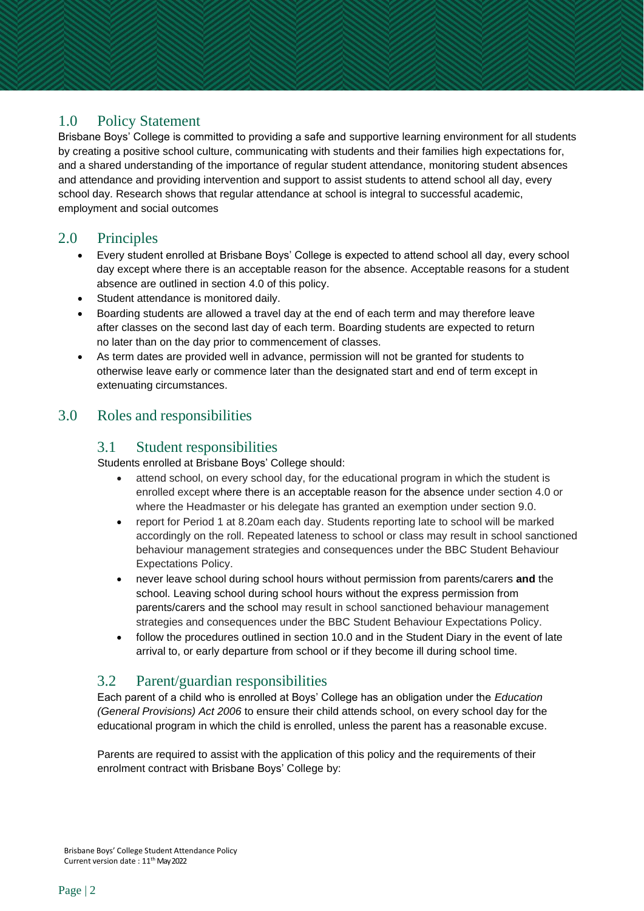## 1.0 Policy Statement

Brisbane Boys' College is committed to providing a safe and supportive learning environment for all students by creating a positive school culture, communicating with students and their families high expectations for, and a shared understanding of the importance of regular student attendance, monitoring student absences and attendance and providing intervention and support to assist students to attend school all day, every school day. Research shows that regular attendance at school is integral to successful academic, employment and social outcomes

## 2.0 Principles

- Every student enrolled at Brisbane Boys' College is expected to attend school all day, every school day except where there is an acceptable reason for the absence. Acceptable reasons for a student absence are outlined in section 4.0 of this policy.
- Student attendance is monitored daily.
- Boarding students are allowed a travel day at the end of each term and may therefore leave after classes on the second last day of each term. Boarding students are expected to return no later than on the day prior to commencement of classes.
- As term dates are provided well in advance, permission will not be granted for students to otherwise leave early or commence later than the designated start and end of term except in extenuating circumstances.

## 3.0 Roles and responsibilities

### 3.1 Student responsibilities

Students enrolled at Brisbane Boys' College should:

- attend school, on every school day, for the educational program in which the student is enrolled except where there is an acceptable reason for the absence under section 4.0 or where the Headmaster or his delegate has granted an exemption under section 9.0.
- report for Period 1 at 8.20am each day. Students reporting late to school will be marked accordingly on the roll. Repeated lateness to school or class may result in school sanctioned behaviour management strategies and consequences under the BBC Student Behaviour Expectations Policy.
- never leave school during school hours without permission from parents/carers **and** the school. Leaving school during school hours without the express permission from parents/carers and the school may result in school sanctioned behaviour management strategies and consequences under the BBC Student Behaviour Expectations Policy.
- follow the procedures outlined in section 10.0 and in the Student Diary in the event of late arrival to, or early departure from school or if they become ill during school time.

### 3.2 Parent/guardian responsibilities

Each parent of a child who is enrolled at Boys' College has an obligation under the *Education (General Provisions) Act 2006* to ensure their child attends school, on every school day for the educational program in which the child is enrolled, unless the parent has a reasonable excuse.

Parents are required to assist with the application of this policy and the requirements of their enrolment contract with Brisbane Boys' College by: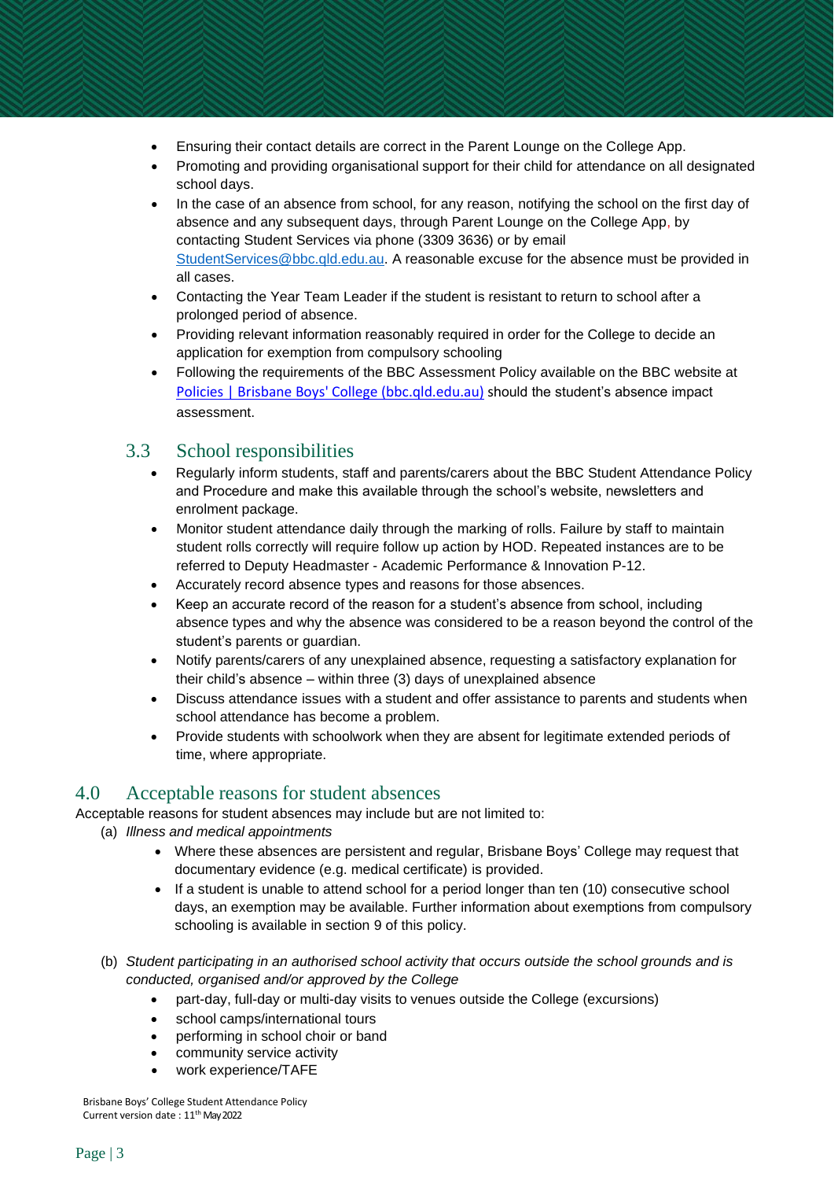- Ensuring their contact details are correct in the Parent Lounge on the College App.
- Promoting and providing organisational support for their child for attendance on all designated school days.
- In the case of an absence from school, for any reason, notifying the school on the first day of absence and any subsequent days, through Parent Lounge on the College App, by contacting Student Services via phone (3309 3636) or by email [StudentServices@bbc.qld.edu.au](mailto:StudentServices@bbc.qld.edu.au). A reasonable excuse for the absence must be provided in all cases.
- Contacting the Year Team Leader if the student is resistant to return to school after a prolonged period of absence.
- Providing relevant information reasonably required in order for the College to decide an application for exemption from compulsory schooling
- Following the requirements of the BBC Assessment Policy available on the BBC website at Policies | Brisbane Boys' College (bbc.qld.edu.au) should the student's absence impact assessment.

### 3.3 School responsibilities

- Regularly inform students, staff and parents/carers about the BBC Student Attendance Policy and Procedure and make this available through the school's website, newsletters and enrolment package.
- Monitor student attendance daily through the marking of rolls. Failure by staff to maintain student rolls correctly will require follow up action by HOD. Repeated instances are to be referred to Deputy Headmaster - Academic Performance & Innovation P-12.
- Accurately record absence types and reasons for those absences.
- Keep an accurate record of the reason for a student's absence from school, including absence types and why the absence was considered to be a reason beyond the control of the student's parents or guardian.
- Notify parents/carers of any unexplained absence, requesting a satisfactory explanation for their child's absence – within three (3) days of unexplained absence
- Discuss attendance issues with a student and offer assistance to parents and students when school attendance has become a problem.
- Provide students with schoolwork when they are absent for legitimate extended periods of time, where appropriate.

## 4.0 Acceptable reasons for student absences

Acceptable reasons for student absences may include but are not limited to:

(a) *Illness and medical appointments*

- Where these absences are persistent and regular, Brisbane Boys' College may request that documentary evidence (e.g. medical certificate) is provided.
- If a student is unable to attend school for a period longer than ten (10) consecutive school days, an exemption may be available. Further information about exemptions from compulsory schooling is available in section 9 of this policy.

(b) *Student participating in an authorised school activity that occurs outside the school grounds and is conducted, organised and/or approved by the College*

- part-day, full-day or multi-day visits to venues outside the College (excursions)
- school camps/international tours
- performing in school choir or band
- community service activity
- work experience/TAFE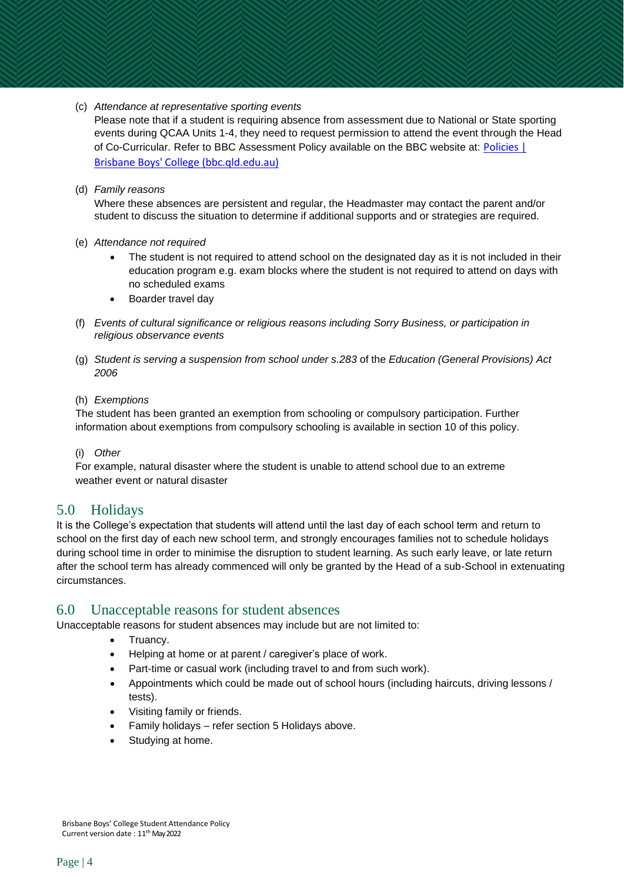(c) *Attendance at representative sporting events*

Please note that if a student is requiring absence from assessment due to National or State sporting events during QCAA Units 1-4, they need to request permission to attend the event through the Head of Co-Curricular. Refer to BBC Assessment Policy available on the BBC website at: [Policies | Brisbane Boys' College (bbc.qld.edu.au)]

(d) *Family reasons*

Where these absences are persistent and regular, the Headmaster may contact the parent and/or student to discuss the situation to determine if additional supports and or strategies are required.

(e) *Attendance not required*

- The student is not required to attend school on the designated day as it is not included in their education program e.g. exam blocks where the student is not required to attend on days with no scheduled exams
- Boarder travel day

(f) *Events of cultural significance or religious reasons including Sorry Business, or participation in religious observance events*

(g) *Student is serving a suspension from school under s.283* of the *Education (General Provisions) Act 2006*

(h) *Exemptions*

The student has been granted an exemption from schooling or compulsory participation. Further information about exemptions from compulsory schooling is available in section 10 of this policy.

(i) *Other*

For example, natural disaster where the student is unable to attend school due to an extreme weather event or natural disaster

## 5.0 Holidays

It is the College's expectation that students will attend until the last day of each school term and return to school on the first day of each new school term, and strongly encourages families not to schedule holidays during school time in order to minimise the disruption to student learning. As such early leave, or late return after the school term has already commenced will only be granted by the Head of a sub-School in extenuating circumstances.

## 6.0 Unacceptable reasons for student absences

Unacceptable reasons for student absences may include but are not limited to:

- Truancy.
- Helping at home or at parent / caregiver's place of work.
- Part-time or casual work (including travel to and from such work).
- Appointments which could be made out of school hours (including haircuts, driving lessons / tests).
- Visiting family or friends.
- Family holidays – refer section 5 Holidays above.
- Studying at home.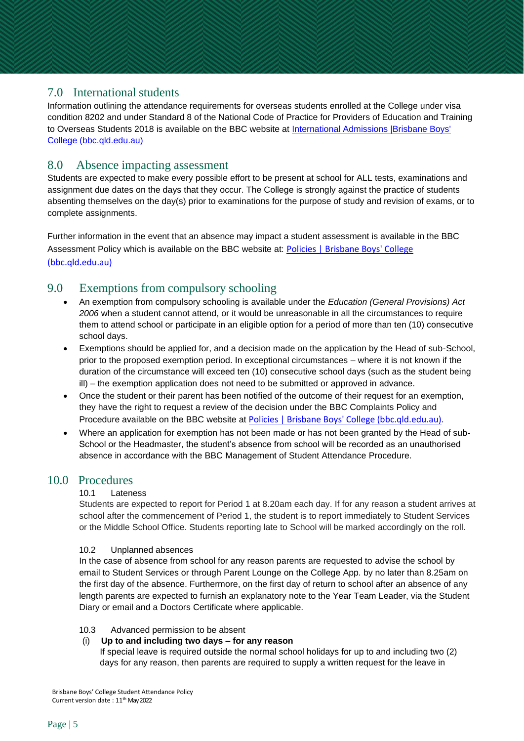## 7.0 International students

Information outlining the attendance requirements for overseas students enrolled at the College under visa condition 8202 and under Standard 8 of the National Code of Practice for Providers of Education and Training to Overseas Students 2018 is available on the BBC website at International Admissions |Brisbane Boys' College (bbc.qld.edu.au)

## 8.0 Absence impacting assessment

Students are expected to make every possible effort to be present at school for ALL tests, examinations and assignment due dates on the days that they occur. The College is strongly against the practice of students absenting themselves on the day(s) prior to examinations for the purpose of study and revision of exams, or to complete assignments.

Further information in the event that an absence may impact a student assessment is available in the BBC Assessment Policy which is available on the BBC website at: Policies | Brisbane Boys' College (bbc.qld.edu.au)

## 9.0 Exemptions from compulsory schooling

- An exemption from compulsory schooling is available under the *Education (General Provisions) Act 2006* when a student cannot attend, or it would be unreasonable in all the circumstances to require them to attend school or participate in an eligible option for a period of more than ten (10) consecutive school days.
- Exemptions should be applied for, and a decision made on the application by the Head of sub-School, prior to the proposed exemption period. In exceptional circumstances – where it is not known if the duration of the circumstance will exceed ten (10) consecutive school days (such as the student being ill) – the exemption application does not need to be submitted or approved in advance.
- Once the student or their parent has been notified of the outcome of their request for an exemption, they have the right to request a review of the decision under the BBC Complaints Policy and Procedure available on the BBC website at Policies | Brisbane Boys' College (bbc.qld.edu.au).
- Where an application for exemption has not been made or has not been granted by the Head of sub-School or the Headmaster, the student's absence from school will be recorded as an unauthorised absence in accordance with the BBC Management of Student Attendance Procedure.

## 10.0 Procedures

### 10.1 Lateness

Students are expected to report for Period 1 at 8.20am each day. If for any reason a student arrives at school after the commencement of Period 1, the student is to report immediately to Student Services or the Middle School Office. Students reporting late to School will be marked accordingly on the roll.

### 10.2 Unplanned absences

In the case of absence from school for any reason parents are requested to advise the school by email to Student Services or through Parent Lounge on the College App. by no later than 8.25am on the first day of the absence. Furthermore, on the first day of return to school after an absence of any length parents are expected to furnish an explanatory note to the Year Team Leader, via the Student Diary or email and a Doctors Certificate where applicable.

### 10.3 Advanced permission to be absent

(i) **Up to and including two days – for any reason**

If special leave is required outside the normal school holidays for up to and including two (2) days for any reason, then parents are required to supply a written request for the leave in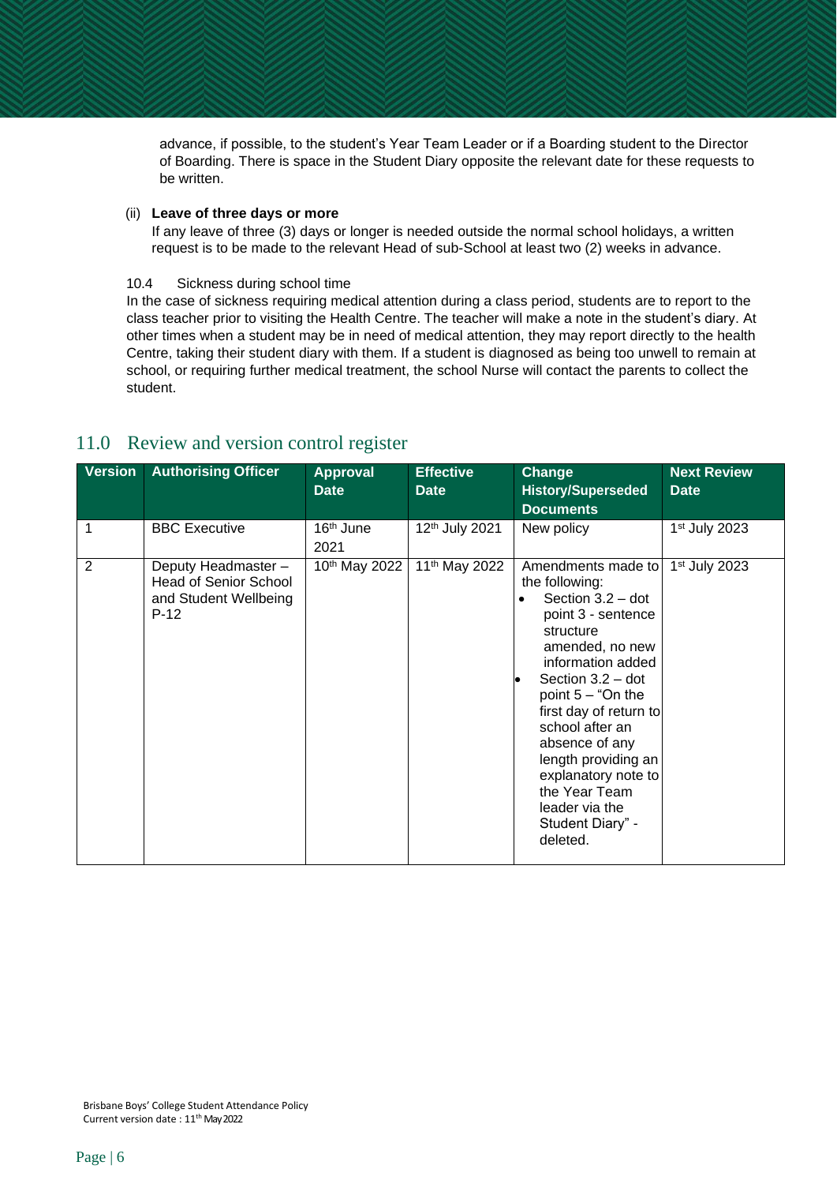advance, if possible, to the student's Year Team Leader or if a Boarding student to the Director of Boarding. There is space in the Student Diary opposite the relevant date for these requests to be written.

(ii) **Leave of three days or more**

If any leave of three (3) days or longer is needed outside the normal school holidays, a written request is to be made to the relevant Head of sub-School at least two (2) weeks in advance.

10.4 Sickness during school time

In the case of sickness requiring medical attention during a class period, students are to report to the class teacher prior to visiting the Health Centre. The teacher will make a note in the student's diary. At other times when a student may be in need of medical attention, they may report directly to the health Centre, taking their student diary with them. If a student is diagnosed as being too unwell to remain at school, or requiring further medical treatment, the school Nurse will contact the parents to collect the student.

## 11.0 Review and version control register

| Version | Authorising Officer | Approval Date | Effective Date | Change History/Superseded Documents | Next Review Date |
|---|---|---|---|---|---|
| 1 | BBC Executive | 16th June 2021 | 12th July 2021 | New policy | 1st July 2023 |
| 2 | Deputy Headmaster – Head of Senior School and Student Wellbeing P-12 | 10th May 2022 | 11th May 2022 | Amendments made to the following:<br>• Section 3.2 – dot point 3 - sentence structure amended, no new information added<br>• Section 3.2 – dot point 5 – "On the first day of return to school after an absence of any length providing an explanatory note to the Year Team leader via the Student Diary" - deleted. | 1st July 2023 |

Brisbane Boys' College Student Attendance Policy
Current version date : 11th May 2022